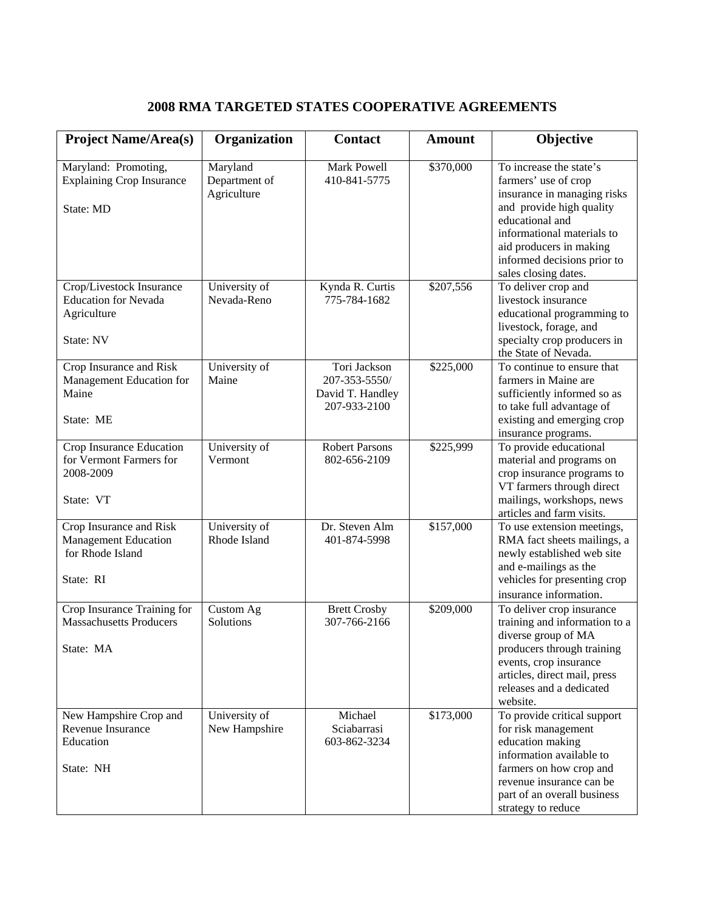# 2008 RMA TARGETED STATES COOPERATIVE AGREEMENTS

| Project Name/Area(s) | Organization | Contact | Amount | Objective |
|---|---|---|---|---|
| Maryland: Promoting, Explaining Crop Insurance<br><br>State: MD | Maryland Department of Agriculture | Mark Powell<br>410-841-5775 | $370,000 | To increase the state's farmers' use of crop insurance in managing risks and provide high quality educational and informational materials to aid producers in making informed decisions prior to sales closing dates. |
| Crop/Livestock Insurance Education for Nevada Agriculture<br><br>State: NV | University of Nevada-Reno | Kynda R. Curtis<br>775-784-1682 | $207,556 | To deliver crop and livestock insurance educational programming to livestock, forage, and specialty crop producers in the State of Nevada. |
| Crop Insurance and Risk Management Education for Maine<br><br>State: ME | University of Maine | Tori Jackson<br>207-353-5550/<br>David T. Handley<br>207-933-2100 | $225,000 | To continue to ensure that farmers in Maine are sufficiently informed so as to take full advantage of existing and emerging crop insurance programs. |
| Crop Insurance Education for Vermont Farmers for 2008-2009<br><br>State: VT | University of Vermont | Robert Parsons<br>802-656-2109 | $225,999 | To provide educational material and programs on crop insurance programs to VT farmers through direct mailings, workshops, news articles and farm visits. |
| Crop Insurance and Risk Management Education for Rhode Island<br><br>State: RI | University of Rhode Island | Dr. Steven Alm<br>401-874-5998 | $157,000 | To use extension meetings, RMA fact sheets mailings, a newly established web site and e-mailings as the vehicles for presenting crop insurance information. |
| Crop Insurance Training for Massachusetts Producers<br><br>State: MA | Custom Ag Solutions | Brett Crosby<br>307-766-2166 | $209,000 | To deliver crop insurance training and information to a diverse group of MA producers through training events, crop insurance articles, direct mail, press releases and a dedicated website. |
| New Hampshire Crop and Revenue Insurance Education<br><br>State: NH | University of New Hampshire | Michael Sciabarrasi<br>603-862-3234 | $173,000 | To provide critical support for risk management education making information available to farmers on how crop and revenue insurance can be part of an overall business strategy to reduce |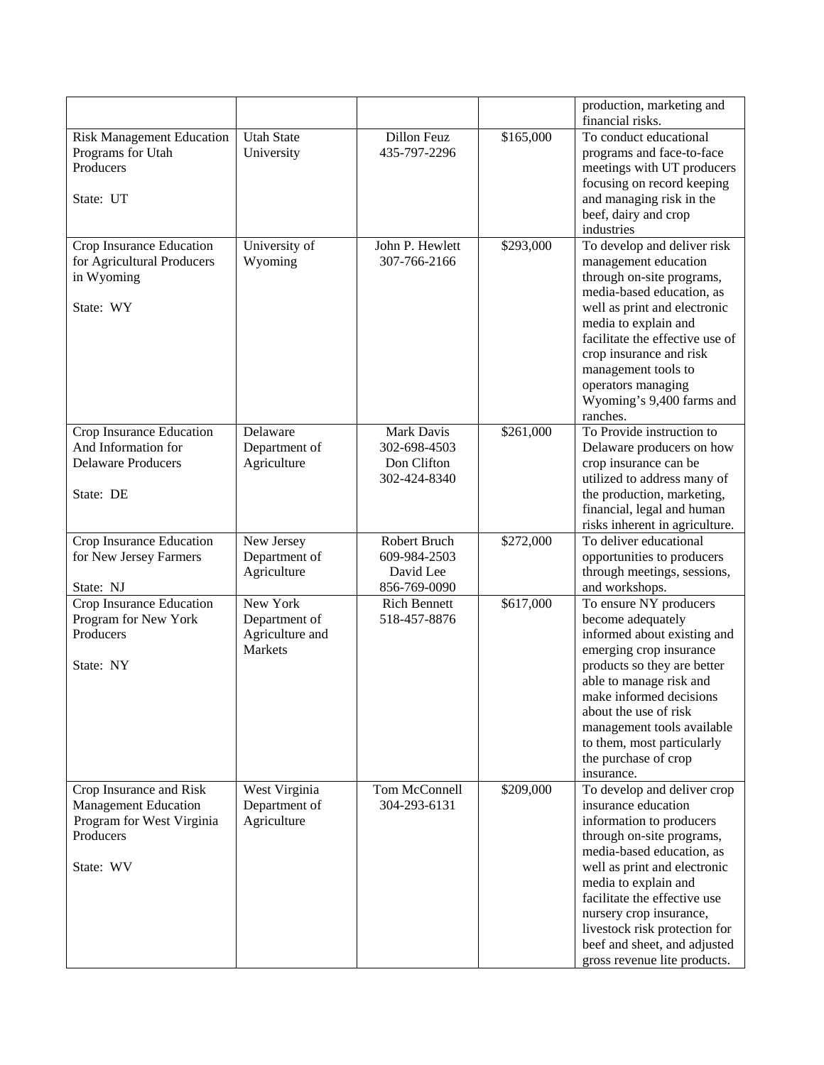| | | | | production, marketing and financial risks. |
|---|---|---|---|---|
| Risk Management Education Programs for Utah Producers<br><br>State: UT | Utah State University | Dillon Feuz<br>435-797-2296 | $165,000 | To conduct educational programs and face-to-face meetings with UT producers focusing on record keeping and managing risk in the beef, dairy and crop industries |
| Crop Insurance Education for Agricultural Producers in Wyoming<br><br>State: WY | University of Wyoming | John P. Hewlett<br>307-766-2166 | $293,000 | To develop and deliver risk management education through on-site programs, media-based education, as well as print and electronic media to explain and facilitate the effective use of crop insurance and risk management tools to operators managing Wyoming's 9,400 farms and ranches. |
| Crop Insurance Education And Information for Delaware Producers<br><br>State: DE | Delaware Department of Agriculture | Mark Davis<br>302-698-4503<br>Don Clifton<br>302-424-8340 | $261,000 | To Provide instruction to Delaware producers on how crop insurance can be utilized to address many of the production, marketing, financial, legal and human risks inherent in agriculture. |
| Crop Insurance Education for New Jersey Farmers<br><br>State: NJ | New Jersey Department of Agriculture | Robert Bruch<br>609-984-2503<br>David Lee<br>856-769-0090 | $272,000 | To deliver educational opportunities to producers through meetings, sessions, and workshops. |
| Crop Insurance Education Program for New York Producers<br><br>State: NY | New York Department of Agriculture and Markets | Rich Bennett<br>518-457-8876 | $617,000 | To ensure NY producers become adequately informed about existing and emerging crop insurance products so they are better able to manage risk and make informed decisions about the use of risk management tools available to them, most particularly the purchase of crop insurance. |
| Crop Insurance and Risk Management Education Program for West Virginia Producers<br><br>State: WV | West Virginia Department of Agriculture | Tom McConnell<br>304-293-6131 | $209,000 | To develop and deliver crop insurance education information to producers through on-site programs, media-based education, as well as print and electronic media to explain and facilitate the effective use nursery crop insurance, livestock risk protection for beef and sheet, and adjusted gross revenue lite products. |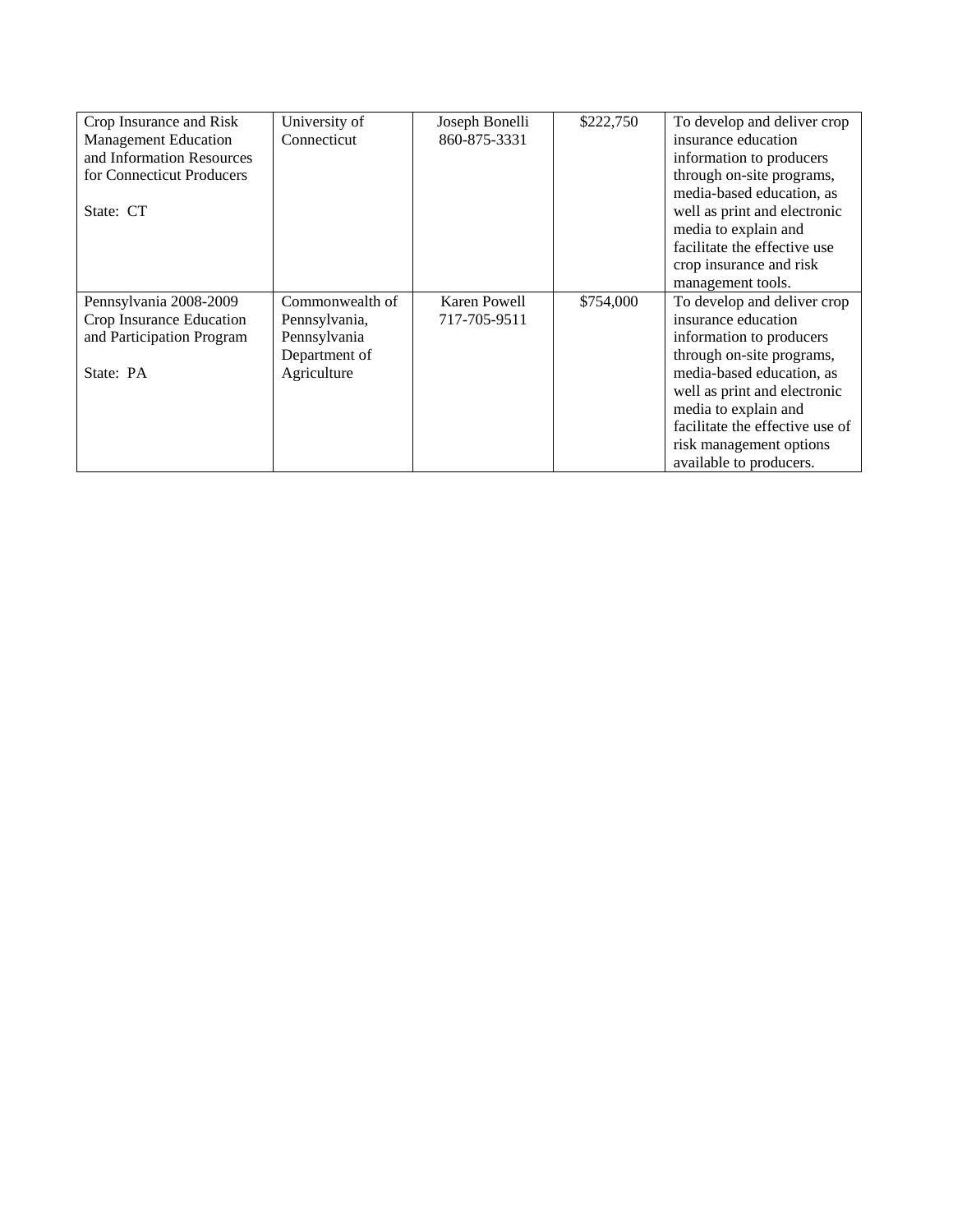| | | | | |
|---|---|---|---|---|
| Crop Insurance and Risk Management Education and Information Resources for Connecticut Producers<br><br>State: CT | University of Connecticut | Joseph Bonelli<br>860-875-3331 | $222,750 | To develop and deliver crop insurance education information to producers through on-site programs, media-based education, as well as print and electronic media to explain and facilitate the effective use crop insurance and risk management tools. |
| Pennsylvania 2008-2009 Crop Insurance Education and Participation Program<br><br>State: PA | Commonwealth of Pennsylvania, Pennsylvania Department of Agriculture | Karen Powell<br>717-705-9511 | $754,000 | To develop and deliver crop insurance education information to producers through on-site programs, media-based education, as well as print and electronic media to explain and facilitate the effective use of risk management options available to producers. |